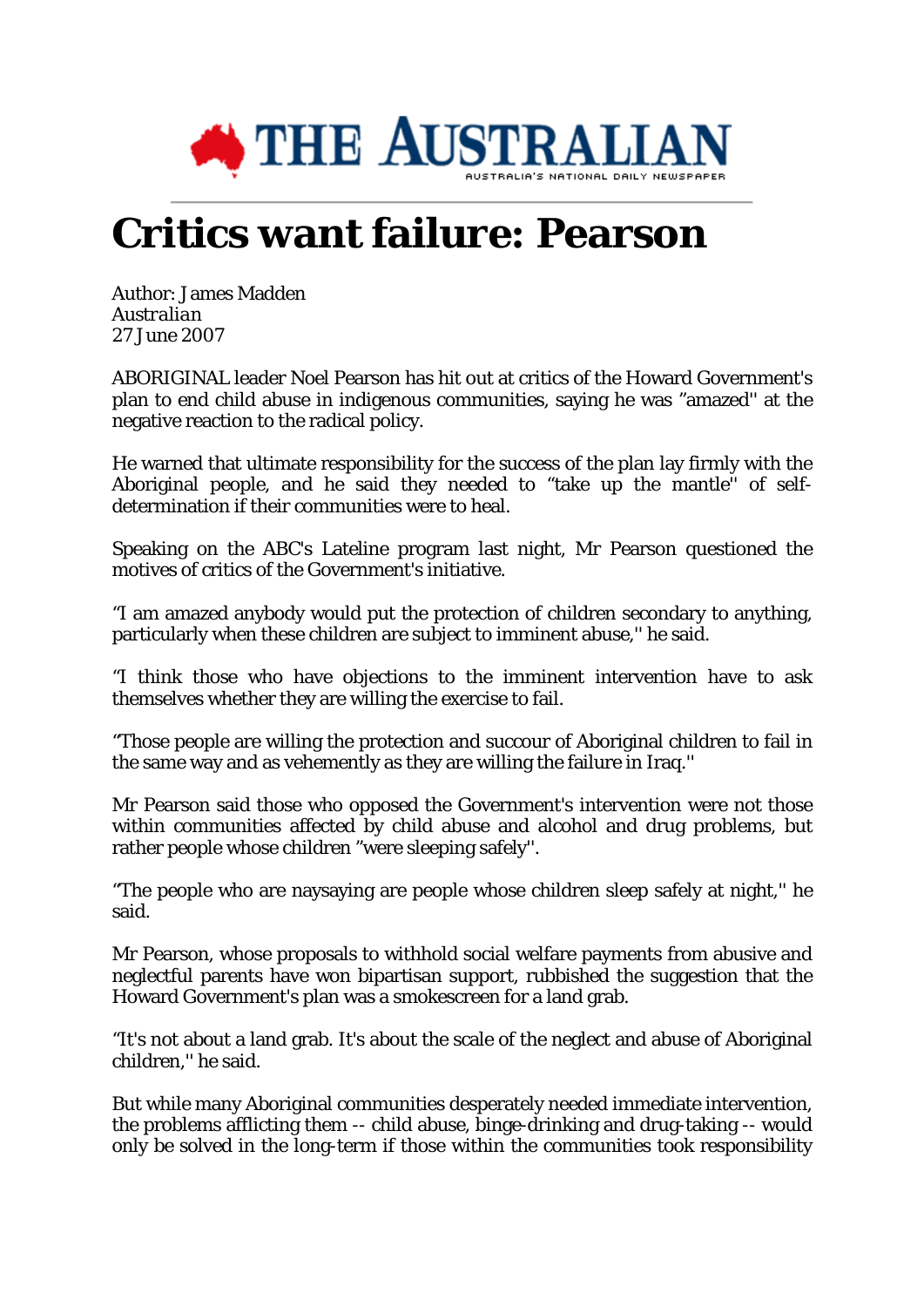THE AUSTRALIAN
AUSTRALIA'S NATIONAL DAILY NEWSPAPER

# Critics want failure: Pearson

Author: James Madden
*Australian*
27 June 2007

ABORIGINAL leader Noel Pearson has hit out at critics of the Howard Government's plan to end child abuse in indigenous communities, saying he was "amazed'' at the negative reaction to the radical policy.

He warned that ultimate responsibility for the success of the plan lay firmly with the Aboriginal people, and he said they needed to "take up the mantle'' of self-determination if their communities were to heal.

Speaking on the ABC's Lateline program last night, Mr Pearson questioned the motives of critics of the Government's initiative.

"I am amazed anybody would put the protection of children secondary to anything, particularly when these children are subject to imminent abuse,'' he said.

"I think those who have objections to the imminent intervention have to ask themselves whether they are willing the exercise to fail.

"Those people are willing the protection and succour of Aboriginal children to fail in the same way and as vehemently as they are willing the failure in Iraq.''

Mr Pearson said those who opposed the Government's intervention were not those within communities affected by child abuse and alcohol and drug problems, but rather people whose children "were sleeping safely''.

"The people who are naysaying are people whose children sleep safely at night,'' he said.

Mr Pearson, whose proposals to withhold social welfare payments from abusive and neglectful parents have won bipartisan support, rubbished the suggestion that the Howard Government's plan was a smokescreen for a land grab.

"It's not about a land grab. It's about the scale of the neglect and abuse of Aboriginal children,'' he said.

But while many Aboriginal communities desperately needed immediate intervention, the problems afflicting them -- child abuse, binge-drinking and drug-taking -- would only be solved in the long-term if those within the communities took responsibility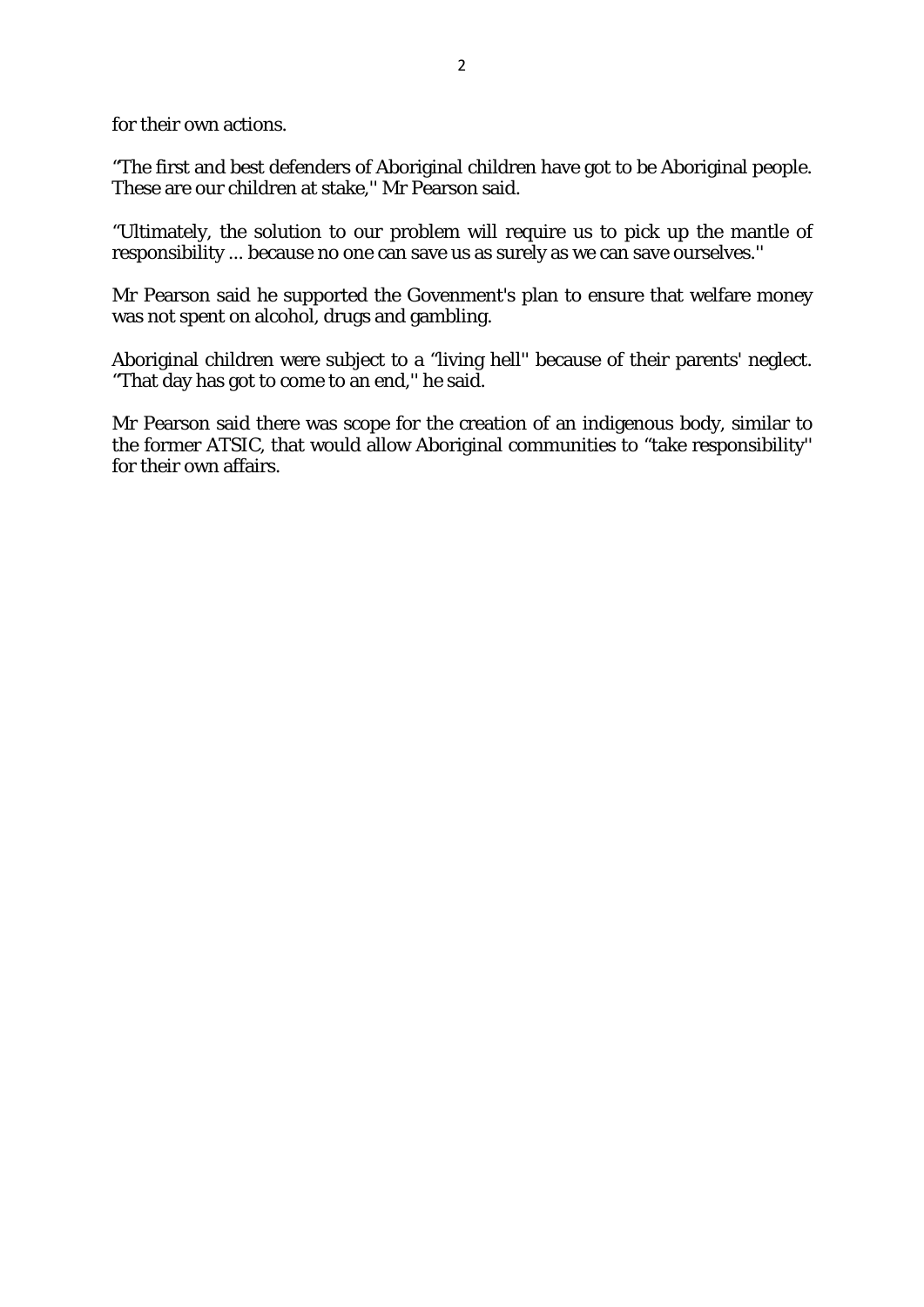for their own actions.

''The first and best defenders of Aboriginal children have got to be Aboriginal people. These are our children at stake,'' Mr Pearson said.

''Ultimately, the solution to our problem will require us to pick up the mantle of responsibility ... because no one can save us as surely as we can save ourselves.''

Mr Pearson said he supported the Govenment's plan to ensure that welfare money was not spent on alcohol, drugs and gambling.

Aboriginal children were subject to a ''living hell'' because of their parents' neglect. ''That day has got to come to an end,'' he said.

Mr Pearson said there was scope for the creation of an indigenous body, similar to the former ATSIC, that would allow Aboriginal communities to ''take responsibility'' for their own affairs.